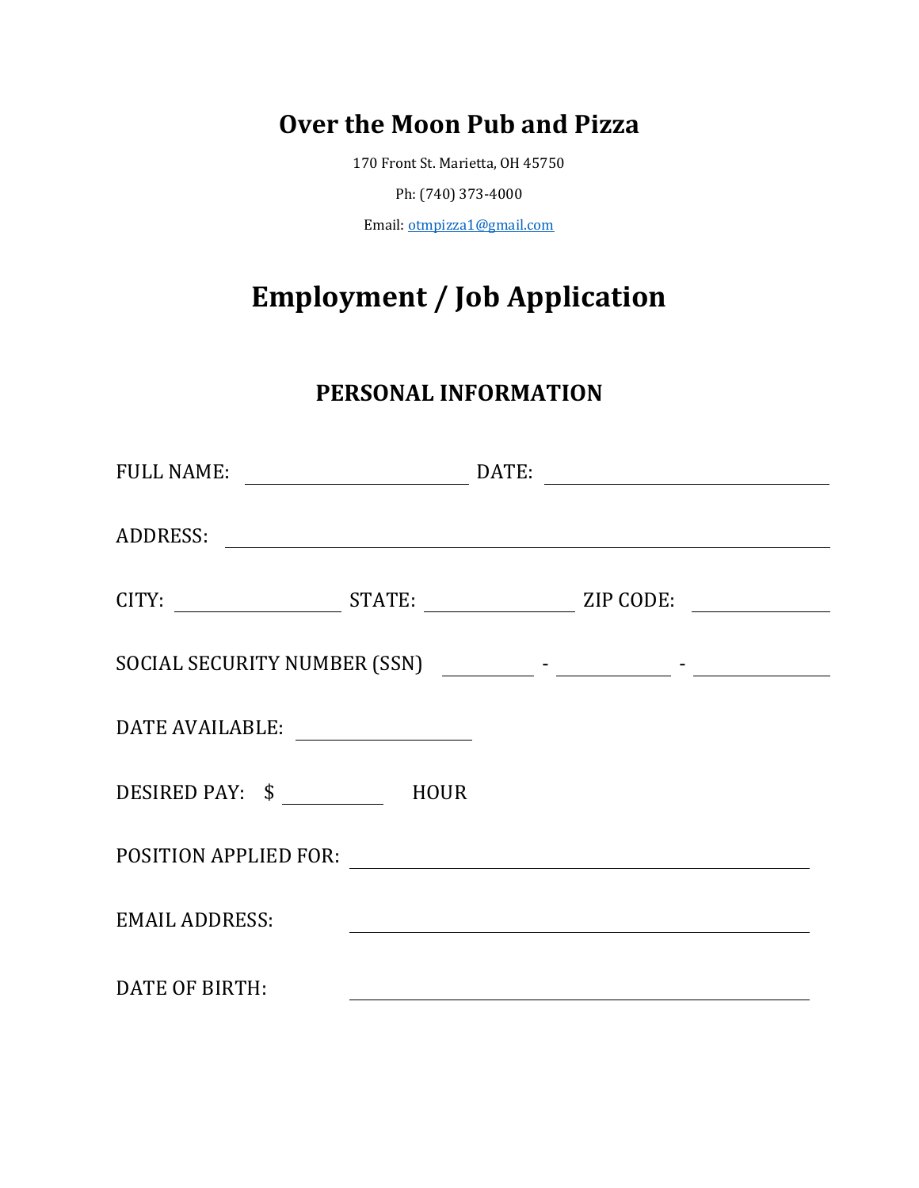# Over the Moon Pub and Pizza

170 Front St. Marietta, OH 45750

Ph: (740) 373-4000

Email: otmpizza1@gmail.com

# Employment / Job Application

## PERSONAL INFORMATION

FULL NAME: ______________________ DATE: ______________________

ADDRESS: ____________________________________________

CITY: ______________ STATE: ______________ ZIP CODE: ______________

SOCIAL SECURITY NUMBER (SSN) ________ - ________ - ________

DATE AVAILABLE: ______________

DESIRED PAY: $ ________ HOUR

POSITION APPLIED FOR: ______________________________

EMAIL ADDRESS: ______________________________

DATE OF BIRTH: ______________________________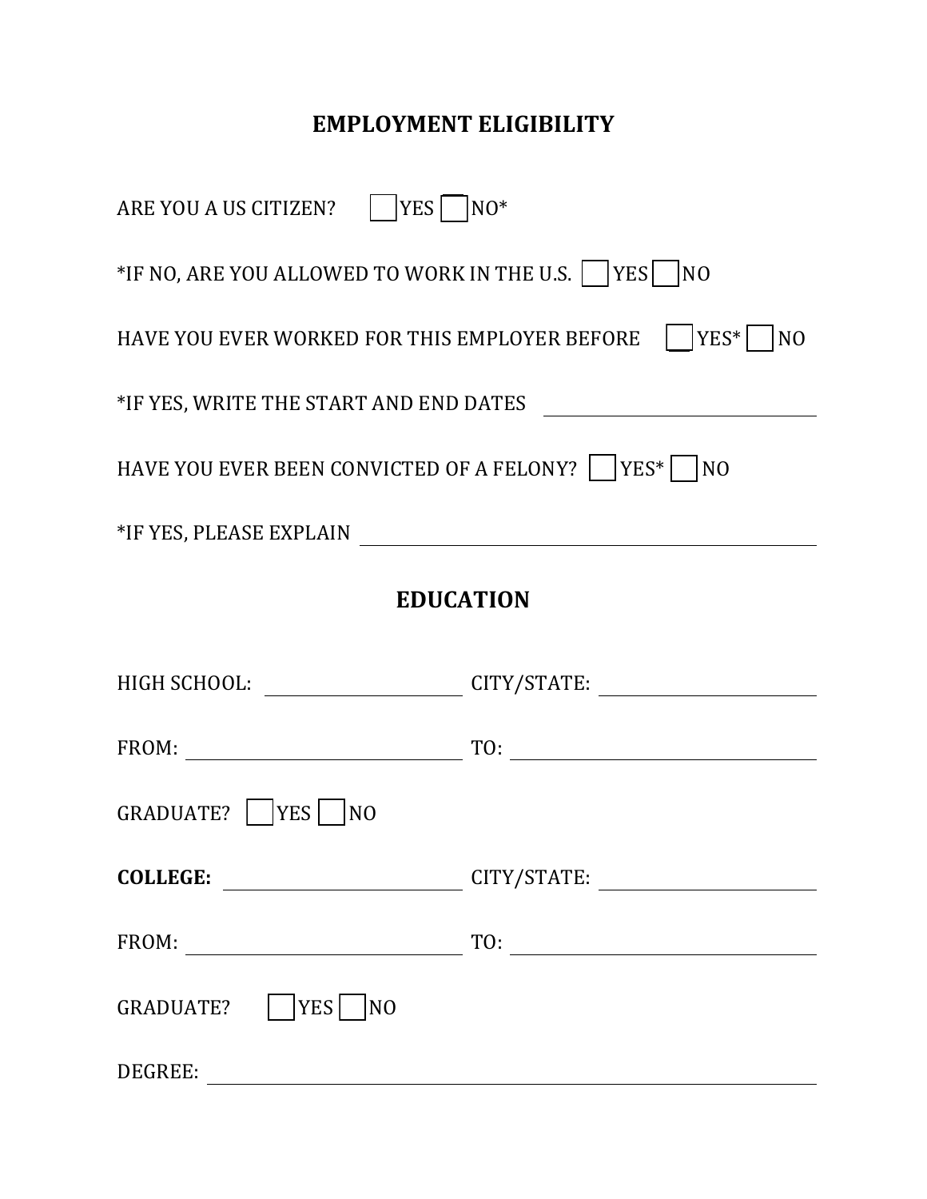## EMPLOYMENT ELIGIBILITY

ARE YOU A US CITIZEN? ☐ YES ☐ NO*

*IF NO, ARE YOU ALLOWED TO WORK IN THE U.S. ☐ YES ☐ NO

HAVE YOU EVER WORKED FOR THIS EMPLOYER BEFORE ☐ YES* ☐ NO

*IF YES, WRITE THE START AND END DATES ____________________

HAVE YOU EVER BEEN CONVICTED OF A FELONY? ☐ YES* ☐ NO

*IF YES, PLEASE EXPLAIN ____________________

## EDUCATION

HIGH SCHOOL: ____________________ CITY/STATE: ____________________

FROM: ____________________ TO: ____________________

GRADUATE? ☐ YES ☐ NO

**COLLEGE:** ____________________ CITY/STATE: ____________________

FROM: ____________________ TO: ____________________

GRADUATE? ☐ YES ☐ NO

DEGREE: ____________________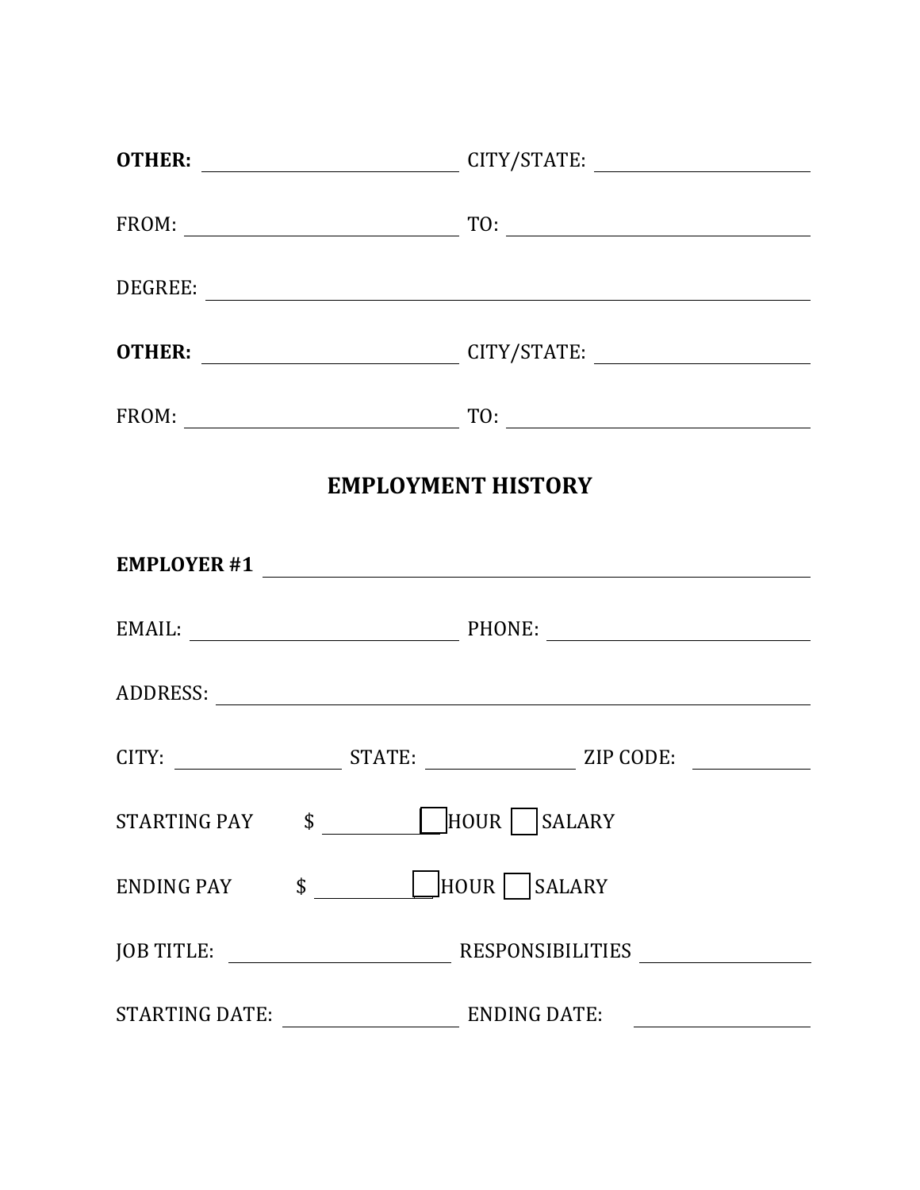**OTHER:** ______________________ CITY/STATE: ______________________

FROM: ______________________ TO: ______________________

DEGREE: ______________________________________________

**OTHER:** ______________________ CITY/STATE: ______________________

FROM: ______________________ TO: ______________________

## EMPLOYMENT HISTORY

**EMPLOYER #1** ______________________________________________

EMAIL: ______________________ PHONE: ______________________

ADDRESS: ______________________________________________

CITY: ______________ STATE: ______________ ZIP CODE: ______________

STARTING PAY $ __________ ☐ HOUR ☐ SALARY

ENDING PAY $ __________ ☐ HOUR ☐ SALARY

JOB TITLE: ______________________ RESPONSIBILITIES ______________________

STARTING DATE: ______________________ ENDING DATE: ______________________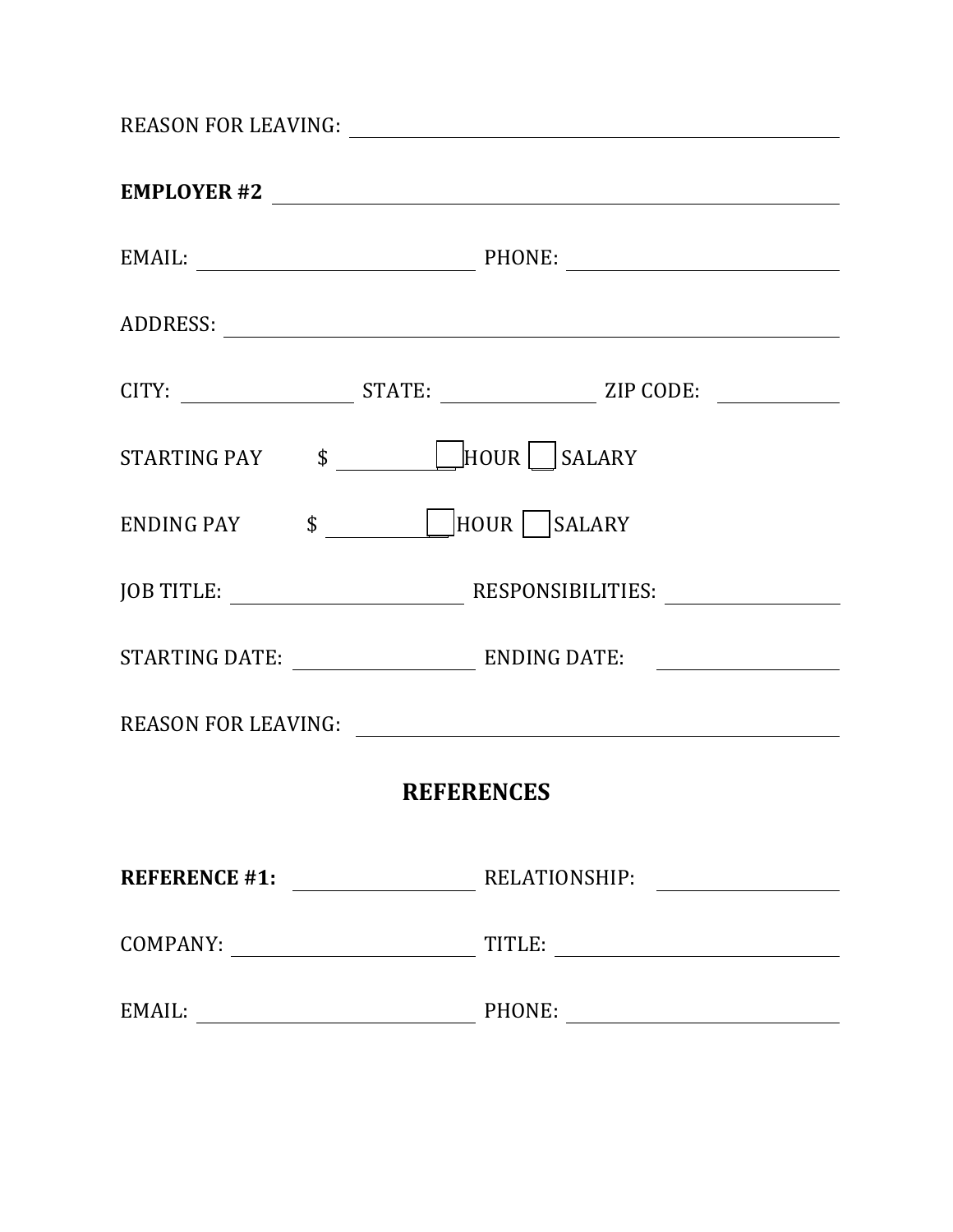REASON FOR LEAVING: ______________________________________________

**EMPLOYER #2** __________________________________________________

EMAIL: ________________________ PHONE: ________________________

ADDRESS: ________________________________________________________

CITY: ______________ STATE: ______________ ZIP CODE: ___________

STARTING PAY $ __________ ☐ HOUR ☐ SALARY

ENDING PAY $ __________ ☐ HOUR ☐ SALARY

JOB TITLE: ____________________ RESPONSIBILITIES: ______________

STARTING DATE: ________________ ENDING DATE: ________________

REASON FOR LEAVING: ______________________________________________

## REFERENCES

**REFERENCE #1:** ________________ RELATIONSHIP: ________________

COMPANY: ______________________ TITLE: ________________________

EMAIL: ________________________ PHONE: ________________________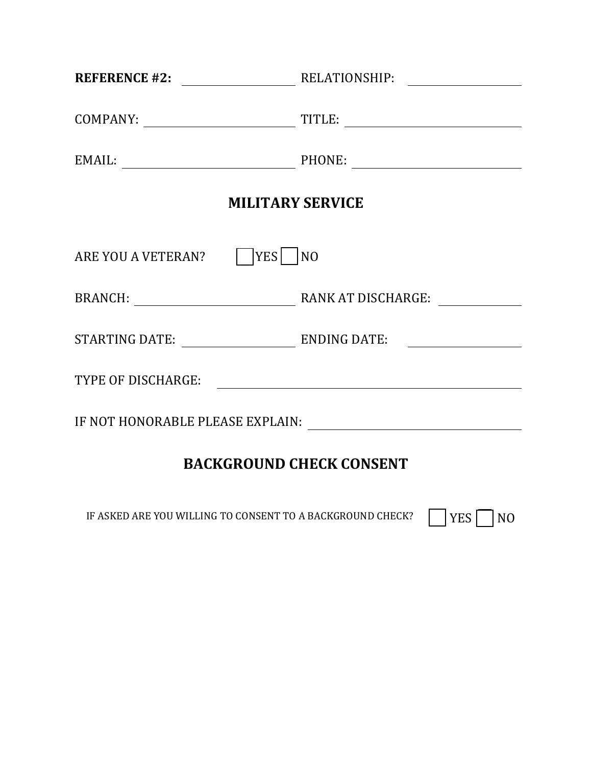**REFERENCE #2:** \_\_\_\_\_\_\_\_\_\_\_\_\_\_\_\_ RELATIONSHIP: \_\_\_\_\_\_\_\_\_\_\_\_\_\_\_\_

COMPANY: \_\_\_\_\_\_\_\_\_\_\_\_\_\_\_\_\_\_\_\_ TITLE: \_\_\_\_\_\_\_\_\_\_\_\_\_\_\_\_\_\_\_\_\_\_\_\_

EMAIL: \_\_\_\_\_\_\_\_\_\_\_\_\_\_\_\_\_\_\_\_\_\_\_ PHONE: \_\_\_\_\_\_\_\_\_\_\_\_\_\_\_\_\_\_\_\_\_\_

## MILITARY SERVICE

ARE YOU A VETERAN? ☐ YES ☐ NO

BRANCH: \_\_\_\_\_\_\_\_\_\_\_\_\_\_\_\_\_\_\_\_\_\_ RANK AT DISCHARGE: \_\_\_\_\_\_\_\_\_\_

STARTING DATE: \_\_\_\_\_\_\_\_\_\_\_\_\_\_\_\_ ENDING DATE: \_\_\_\_\_\_\_\_\_\_\_\_\_\_\_\_

TYPE OF DISCHARGE: \_\_\_\_\_\_\_\_\_\_\_\_\_\_\_\_\_\_\_\_\_\_\_\_\_\_\_\_\_\_\_\_\_\_\_\_\_\_\_\_

IF NOT HONORABLE PLEASE EXPLAIN: \_\_\_\_\_\_\_\_\_\_\_\_\_\_\_\_\_\_\_\_\_\_\_\_\_\_\_\_

## BACKGROUND CHECK CONSENT

IF ASKED ARE YOU WILLING TO CONSENT TO A BACKGROUND CHECK? ☐ YES ☐ NO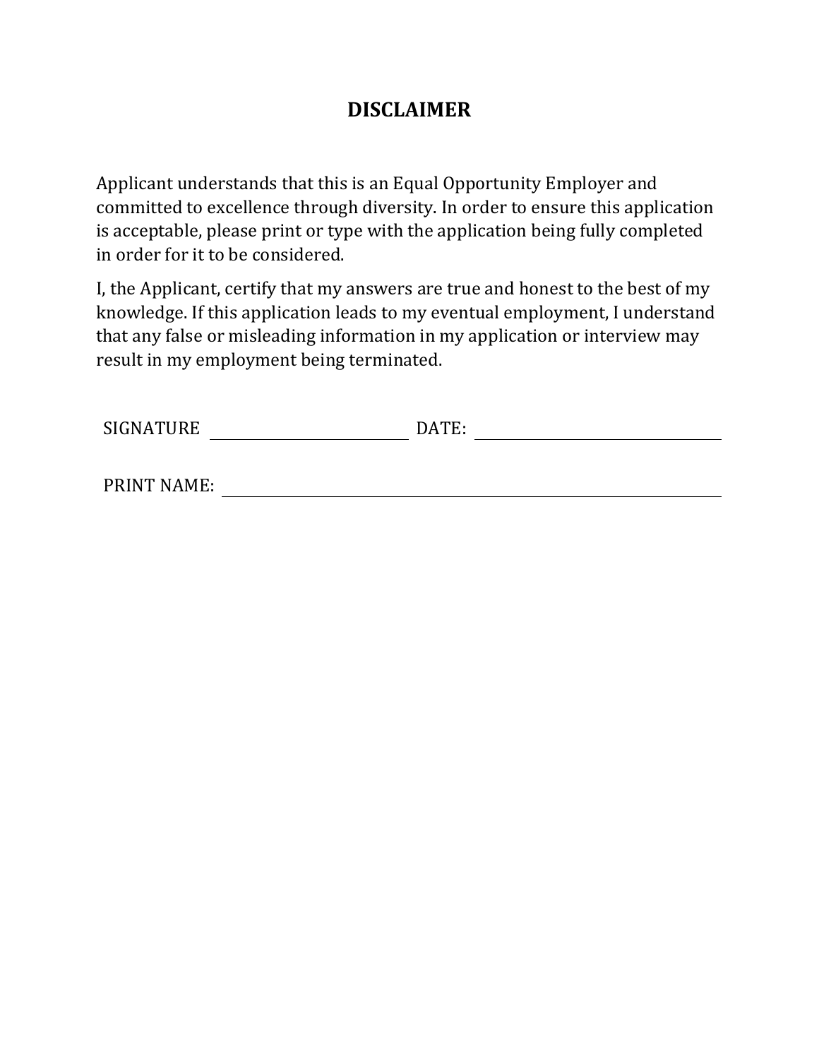## DISCLAIMER

Applicant understands that this is an Equal Opportunity Employer and committed to excellence through diversity. In order to ensure this application is acceptable, please print or type with the application being fully completed in order for it to be considered.

I, the Applicant, certify that my answers are true and honest to the best of my knowledge. If this application leads to my eventual employment, I understand that any false or misleading information in my application or interview may result in my employment being terminated.

SIGNATURE ______________________ DATE: ______________________

PRINT NAME: ____________________________________________